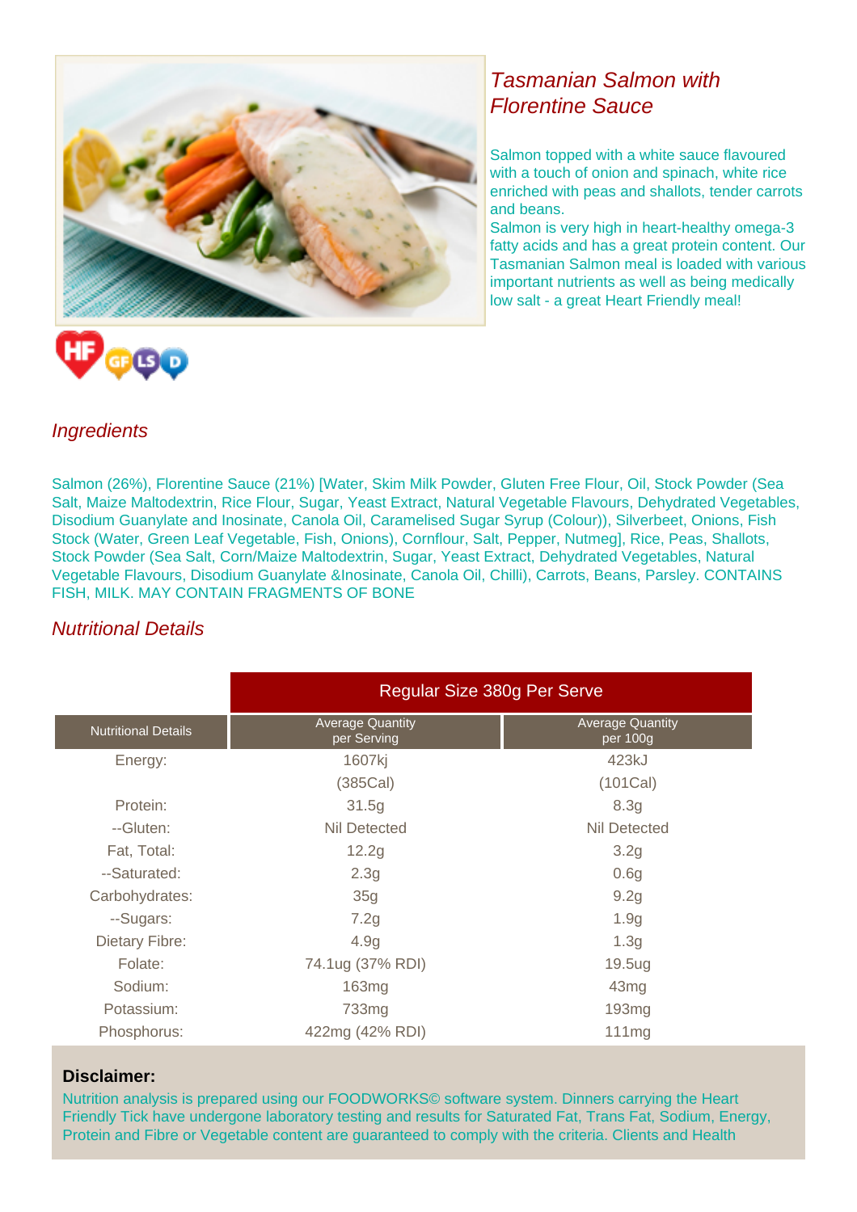# Tasmanian Salmon with Florentine Sauce

Salmon topped with a white sauce flavoured with a touch of onion and spinach, white rice enriched with peas and shallots, tender carrots and beans.
Salmon is very high in heart-healthy omega-3 fatty acids and has a great protein content. Our Tasmanian Salmon meal is loaded with various important nutrients as well as being medically low salt - a great Heart Friendly meal!

HF GF LS D

## Ingredients

Salmon (26%), Florentine Sauce (21%) [Water, Skim Milk Powder, Gluten Free Flour, Oil, Stock Powder (Sea Salt, Maize Maltodextrin, Rice Flour, Sugar, Yeast Extract, Natural Vegetable Flavours, Dehydrated Vegetables, Disodium Guanylate and Inosinate, Canola Oil, Caramelised Sugar Syrup (Colour)), Silverbeet, Onions, Fish Stock (Water, Green Leaf Vegetable, Fish, Onions), Cornflour, Salt, Pepper, Nutmeg], Rice, Peas, Shallots, Stock Powder (Sea Salt, Corn/Maize Maltodextrin, Sugar, Yeast Extract, Dehydrated Vegetables, Natural Vegetable Flavours, Disodium Guanylate &Inosinate, Canola Oil, Chilli), Carrots, Beans, Parsley. CONTAINS FISH, MILK. MAY CONTAIN FRAGMENTS OF BONE

## Nutritional Details

| | Regular Size 380g Per Serve | |
|---|---|---|
| Nutritional Details | Average Quantity per Serving | Average Quantity per 100g |
| Energy: | 1607kj | 423kJ |
| | (385Cal) | (101Cal) |
| Protein: | 31.5g | 8.3g |
| --Gluten: | Nil Detected | Nil Detected |
| Fat, Total: | 12.2g | 3.2g |
| --Saturated: | 2.3g | 0.6g |
| Carbohydrates: | 35g | 9.2g |
| --Sugars: | 7.2g | 1.9g |
| Dietary Fibre: | 4.9g | 1.3g |
| Folate: | 74.1ug (37% RDI) | 19.5ug |
| Sodium: | 163mg | 43mg |
| Potassium: | 733mg | 193mg |
| Phosphorus: | 422mg (42% RDI) | 111mg |

**Disclaimer:**

Nutrition analysis is prepared using our FOODWORKS© software system. Dinners carrying the Heart Friendly Tick have undergone laboratory testing and results for Saturated Fat, Trans Fat, Sodium, Energy, Protein and Fibre or Vegetable content are guaranteed to comply with the criteria. Clients and Health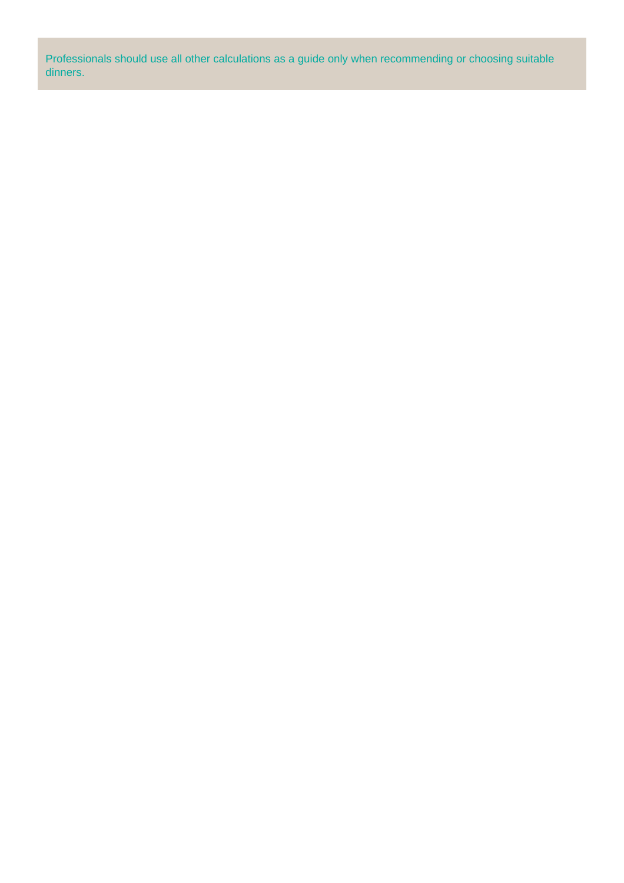Professionals should use all other calculations as a guide only when recommending or choosing suitable dinners.